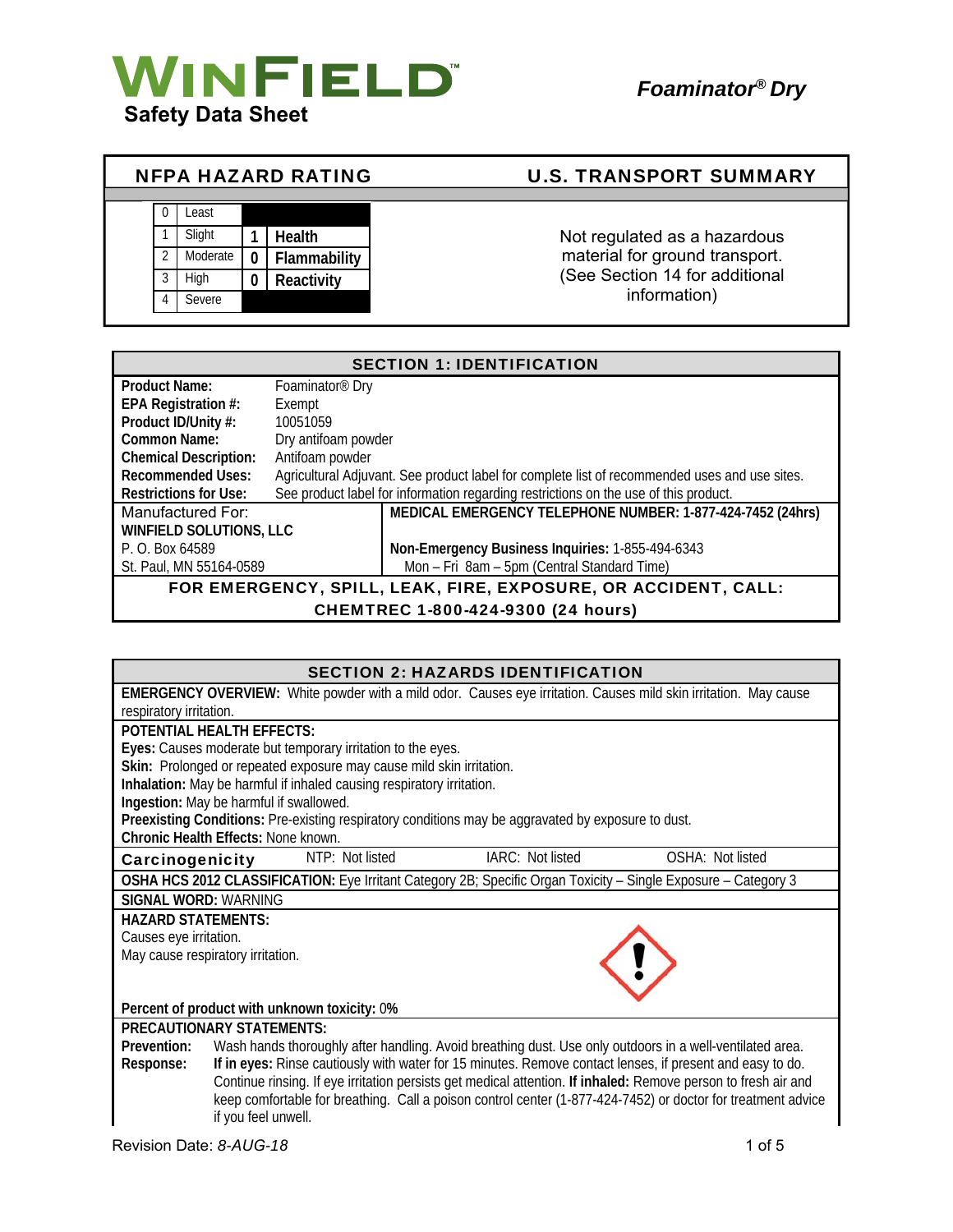# WINFIELD™

**Safety Data Sheet**

***Foaminator® Dry***

| NFPA HAZARD RATING | | | | U.S. TRANSPORT SUMMARY |
|---|---|---|---|---|
| 0 | Least | | | Not regulated as a hazardous material for ground transport. (See Section 14 for additional information) |
| 1 | Slight | **1** | **Health** | |
| 2 | Moderate | **0** | **Flammability** | |
| 3 | High | **0** | **Reactivity** | |
| 4 | Severe | | | |

## SECTION 1: IDENTIFICATION

| | |
|---|---|
| **Product Name:** | Foaminator® Dry |
| **EPA Registration #:** | Exempt |
| **Product ID/Unity #:** | 10051059 |
| **Common Name:** | Dry antifoam powder |
| **Chemical Description:** | Antifoam powder |
| **Recommended Uses:** | Agricultural Adjuvant. See product label for complete list of recommended uses and use sites. |
| **Restrictions for Use:** | See product label for information regarding restrictions on the use of this product. |

| Manufactured For: | **MEDICAL EMERGENCY TELEPHONE NUMBER: 1-877-424-7452 (24hrs)** |
|---|---|
| **WINFIELD SOLUTIONS, LLC** | |
| P. O. Box 64589 | **Non-Emergency Business Inquiries:** 1-855-494-6343 |
| St. Paul, MN 55164-0589 | Mon – Fri 8am – 5pm (Central Standard Time) |

**FOR EMERGENCY, SPILL, LEAK, FIRE, EXPOSURE, OR ACCIDENT, CALL: CHEMTREC 1-800-424-9300 (24 hours)**

## SECTION 2: HAZARDS IDENTIFICATION

**EMERGENCY OVERVIEW:** White powder with a mild odor. Causes eye irritation. Causes mild skin irritation. May cause respiratory irritation.

**POTENTIAL HEALTH EFFECTS:**

**Eyes:** Causes moderate but temporary irritation to the eyes.
**Skin:** Prolonged or repeated exposure may cause mild skin irritation.
**Inhalation:** May be harmful if inhaled causing respiratory irritation.
**Ingestion:** May be harmful if swallowed.
**Preexisting Conditions:** Pre-existing respiratory conditions may be aggravated by exposure to dust.
**Chronic Health Effects:** None known.

| **Carcinogenicity** | NTP: Not listed | IARC: Not listed | OSHA: Not listed |
|---|---|---|---|

**OSHA HCS 2012 CLASSIFICATION:** Eye Irritant Category 2B; Specific Organ Toxicity – Single Exposure – Category 3

**SIGNAL WORD:** WARNING

**HAZARD STATEMENTS:**

Causes eye irritation.
May cause respiratory irritation.

**Percent of product with unknown toxicity:** 0**%**

**PRECAUTIONARY STATEMENTS:**

**Prevention:** Wash hands thoroughly after handling. Avoid breathing dust. Use only outdoors in a well-ventilated area.

**Response:** **If in eyes:** Rinse cautiously with water for 15 minutes. Remove contact lenses, if present and easy to do. Continue rinsing. If eye irritation persists get medical attention. **If inhaled:** Remove person to fresh air and keep comfortable for breathing. Call a poison control center (1-877-424-7452) or doctor for treatment advice if you feel unwell.

Revision Date: *8-AUG-18*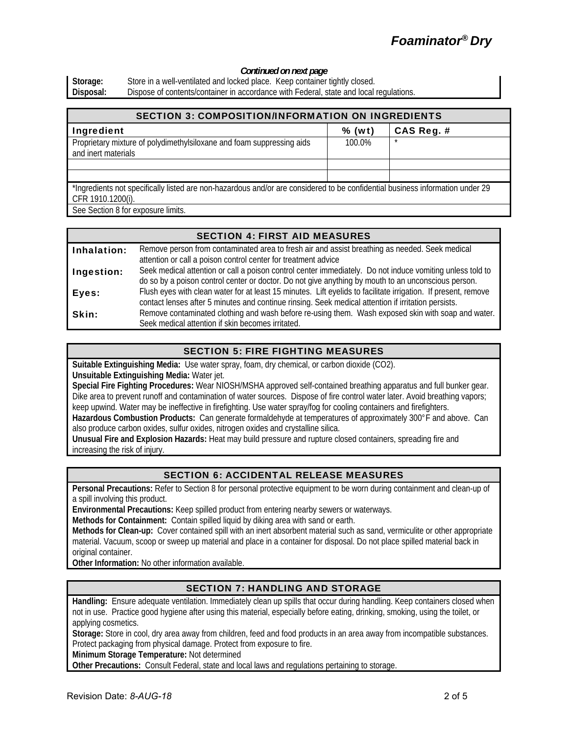*Continued on next page*

**Storage:** Store in a well-ventilated and locked place. Keep container tightly closed.
**Disposal:** Dispose of contents/container in accordance with Federal, state and local regulations.

## SECTION 3: COMPOSITION/INFORMATION ON INGREDIENTS

| Ingredient | % (wt) | CAS Reg. # |
|---|---|---|
| Proprietary mixture of polydimethylsiloxane and foam suppressing aids and inert materials | 100.0% | * |
| | | |
| | | |

*Ingredients not specifically listed are non-hazardous and/or are considered to be confidential business information under 29 CFR 1910.1200(i).

See Section 8 for exposure limits.

## SECTION 4: FIRST AID MEASURES

**Inhalation:** Remove person from contaminated area to fresh air and assist breathing as needed. Seek medical attention or call a poison control center for treatment advice

**Ingestion:** Seek medical attention or call a poison control center immediately. Do not induce vomiting unless told to do so by a poison control center or doctor. Do not give anything by mouth to an unconscious person.

**Eyes:** Flush eyes with clean water for at least 15 minutes. Lift eyelids to facilitate irrigation. If present, remove contact lenses after 5 minutes and continue rinsing. Seek medical attention if irritation persists.

**Skin:** Remove contaminated clothing and wash before re-using them. Wash exposed skin with soap and water. Seek medical attention if skin becomes irritated.

## SECTION 5: FIRE FIGHTING MEASURES

**Suitable Extinguishing Media:** Use water spray, foam, dry chemical, or carbon dioxide ($CO_2$).
**Unsuitable Extinguishing Media:** Water jet.
**Special Fire Fighting Procedures:** Wear NIOSH/MSHA approved self-contained breathing apparatus and full bunker gear. Dike area to prevent runoff and contamination of water sources. Dispose of fire control water later. Avoid breathing vapors; keep upwind. Water may be ineffective in firefighting. Use water spray/fog for cooling containers and firefighters.
**Hazardous Combustion Products:** Can generate formaldehyde at temperatures of approximately 300°F and above. Can also produce carbon oxides, sulfur oxides, nitrogen oxides and crystalline silica.
**Unusual Fire and Explosion Hazards:** Heat may build pressure and rupture closed containers, spreading fire and increasing the risk of injury.

## SECTION 6: ACCIDENTAL RELEASE MEASURES

**Personal Precautions:** Refer to Section 8 for personal protective equipment to be worn during containment and clean-up of a spill involving this product.
**Environmental Precautions:** Keep spilled product from entering nearby sewers or waterways.
**Methods for Containment:** Contain spilled liquid by diking area with sand or earth.
**Methods for Clean-up:** Cover contained spill with an inert absorbent material such as sand, vermiculite or other appropriate material. Vacuum, scoop or sweep up material and place in a container for disposal. Do not place spilled material back in original container.
**Other Information:** No other information available.

## SECTION 7: HANDLING AND STORAGE

**Handling:** Ensure adequate ventilation. Immediately clean up spills that occur during handling. Keep containers closed when not in use. Practice good hygiene after using this material, especially before eating, drinking, smoking, using the toilet, or applying cosmetics.
**Storage:** Store in cool, dry area away from children, feed and food products in an area away from incompatible substances. Protect packaging from physical damage. Protect from exposure to fire.
**Minimum Storage Temperature:** Not determined
**Other Precautions:** Consult Federal, state and local laws and regulations pertaining to storage.

Revision Date: *8-AUG-18*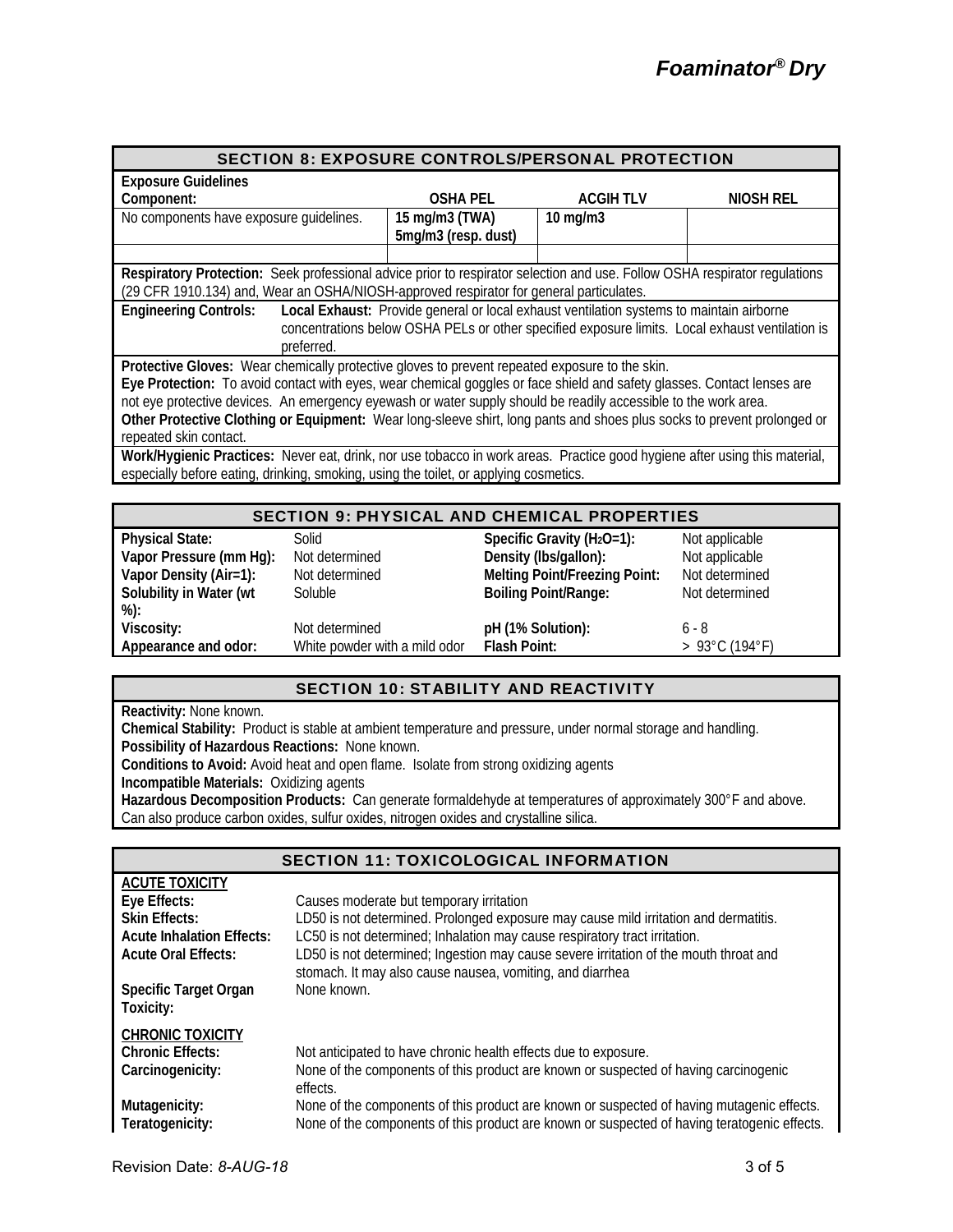## SECTION 8: EXPOSURE CONTROLS/PERSONAL PROTECTION

**Exposure Guidelines**

| Component: | OSHA PEL | ACGIH TLV | NIOSH REL |
|---|---|---|---|
| No components have exposure guidelines. | 15 mg/m3 (TWA) 5mg/m3 (resp. dust) | 10 mg/m3 | |
| | | | |

**Respiratory Protection:** Seek professional advice prior to respirator selection and use. Follow OSHA respirator regulations (29 CFR 1910.134) and, Wear an OSHA/NIOSH-approved respirator for general particulates.

**Engineering Controls:** **Local Exhaust:** Provide general or local exhaust ventilation systems to maintain airborne concentrations below OSHA PELs or other specified exposure limits. Local exhaust ventilation is preferred.

**Protective Gloves:** Wear chemically protective gloves to prevent repeated exposure to the skin.

**Eye Protection:** To avoid contact with eyes, wear chemical goggles or face shield and safety glasses. Contact lenses are not eye protective devices. An emergency eyewash or water supply should be readily accessible to the work area.

**Other Protective Clothing or Equipment:** Wear long-sleeve shirt, long pants and shoes plus socks to prevent prolonged or repeated skin contact.

**Work/Hygienic Practices:** Never eat, drink, nor use tobacco in work areas. Practice good hygiene after using this material, especially before eating, drinking, smoking, using the toilet, or applying cosmetics.

## SECTION 9: PHYSICAL AND CHEMICAL PROPERTIES

| | | | |
|---|---|---|---|
| **Physical State:** | Solid | **Specific Gravity ($H_2O$=1):** | Not applicable |
| **Vapor Pressure (mm Hg):** | Not determined | **Density (lbs/gallon):** | Not applicable |
| **Vapor Density (Air=1):** | Not determined | **Melting Point/Freezing Point:** | Not determined |
| **Solubility in Water (wt %):** | Soluble | **Boiling Point/Range:** | Not determined |
| **Viscosity:** | Not determined | **pH (1% Solution):** | 6 - 8 |
| **Appearance and odor:** | White powder with a mild odor | **Flash Point:** | > 93°C (194°F) |

## SECTION 10: STABILITY AND REACTIVITY

**Reactivity:** None known.

**Chemical Stability:** Product is stable at ambient temperature and pressure, under normal storage and handling.

**Possibility of Hazardous Reactions:** None known.

**Conditions to Avoid:** Avoid heat and open flame. Isolate from strong oxidizing agents

**Incompatible Materials:** Oxidizing agents

**Hazardous Decomposition Products:** Can generate formaldehyde at temperatures of approximately 300°F and above. Can also produce carbon oxides, sulfur oxides, nitrogen oxides and crystalline silica.

## SECTION 11: TOXICOLOGICAL INFORMATION

**ACUTE TOXICITY**

| | |
|---|---|
| **Eye Effects:** | Causes moderate but temporary irritation |
| **Skin Effects:** | LD50 is not determined. Prolonged exposure may cause mild irritation and dermatitis. |
| **Acute Inhalation Effects:** | LC50 is not determined; Inhalation may cause respiratory tract irritation. |
| **Acute Oral Effects:** | LD50 is not determined; Ingestion may cause severe irritation of the mouth throat and stomach. It may also cause nausea, vomiting, and diarrhea |
| **Specific Target Organ Toxicity:** | None known. |

**CHRONIC TOXICITY**

| | |
|---|---|
| **Chronic Effects:** | Not anticipated to have chronic health effects due to exposure. |
| **Carcinogenicity:** | None of the components of this product are known or suspected of having carcinogenic effects. |
| **Mutagenicity:** | None of the components of this product are known or suspected of having mutagenic effects. |
| **Teratogenicity:** | None of the components of this product are known or suspected of having teratogenic effects. |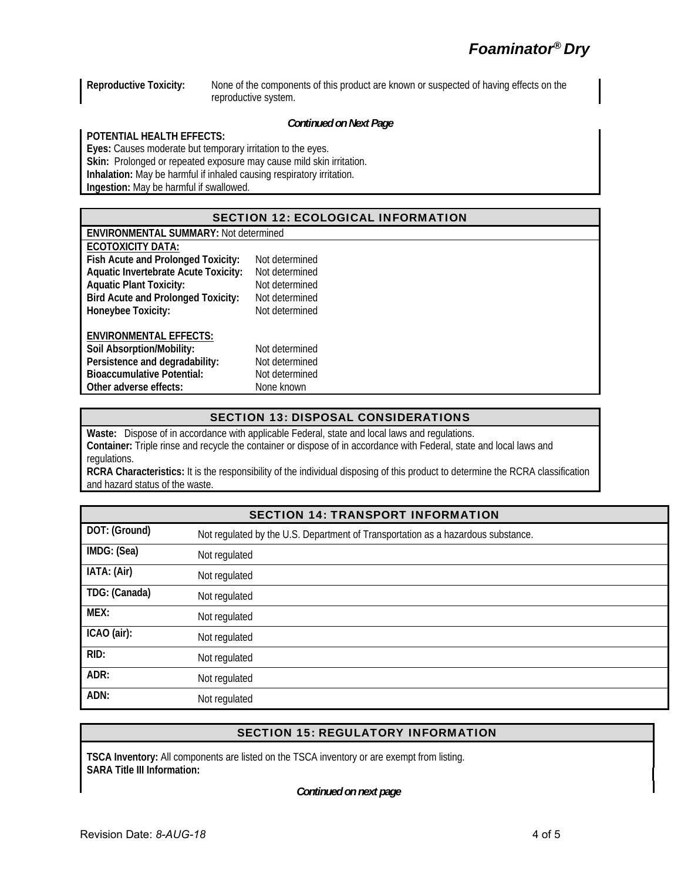**Reproductive Toxicity:** None of the components of this product are known or suspected of having effects on the reproductive system.

***Continued on Next Page***

**POTENTIAL HEALTH EFFECTS:**
**Eyes:** Causes moderate but temporary irritation to the eyes.
**Skin:** Prolonged or repeated exposure may cause mild skin irritation.
**Inhalation:** May be harmful if inhaled causing respiratory irritation.
**Ingestion:** May be harmful if swallowed.

## SECTION 12: ECOLOGICAL INFORMATION

**ENVIRONMENTAL SUMMARY:** Not determined

**ECOTOXICITY DATA:**

| | |
|---|---|
| **Fish Acute and Prolonged Toxicity:** | Not determined |
| **Aquatic Invertebrate Acute Toxicity:** | Not determined |
| **Aquatic Plant Toxicity:** | Not determined |
| **Bird Acute and Prolonged Toxicity:** | Not determined |
| **Honeybee Toxicity:** | Not determined |

**ENVIRONMENTAL EFFECTS:**

| | |
|---|---|
| **Soil Absorption/Mobility:** | Not determined |
| **Persistence and degradability:** | Not determined |
| **Bioaccumulative Potential:** | Not determined |
| **Other adverse effects:** | None known |

## SECTION 13: DISPOSAL CONSIDERATIONS

**Waste:** Dispose of in accordance with applicable Federal, state and local laws and regulations.
**Container:** Triple rinse and recycle the container or dispose of in accordance with Federal, state and local laws and regulations.
**RCRA Characteristics:** It is the responsibility of the individual disposing of this product to determine the RCRA classification and hazard status of the waste.

## SECTION 14: TRANSPORT INFORMATION

| | |
|---|---|
| DOT: (Ground) | Not regulated by the U.S. Department of Transportation as a hazardous substance. |
| IMDG: (Sea) | Not regulated |
| IATA: (Air) | Not regulated |
| TDG: (Canada) | Not regulated |
| MEX: | Not regulated |
| ICAO (air): | Not regulated |
| RID: | Not regulated |
| ADR: | Not regulated |
| ADN: | Not regulated |

## SECTION 15: REGULATORY INFORMATION

**TSCA Inventory:** All components are listed on the TSCA inventory or are exempt from listing.
**SARA Title III Information:**

***Continued on next page***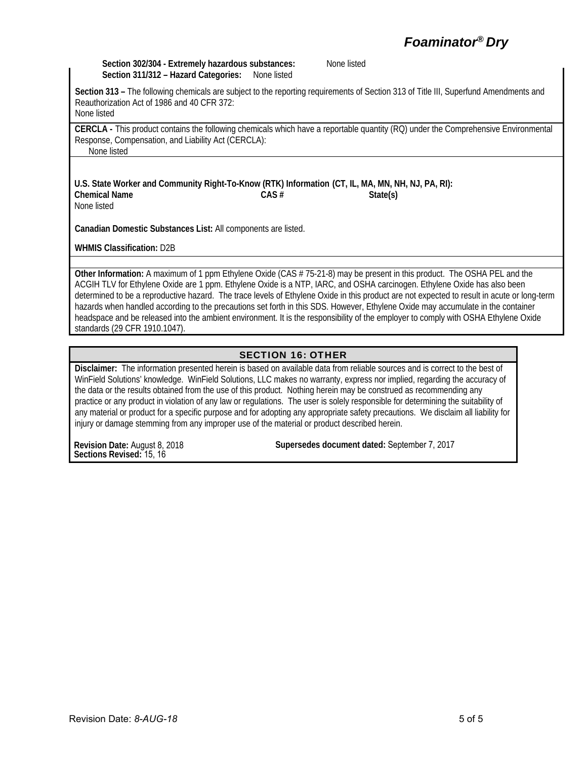**Section 302/304 - Extremely hazardous substances:** None listed
**Section 311/312 – Hazard Categories:** None listed

**Section 313 –** The following chemicals are subject to the reporting requirements of Section 313 of Title III, Superfund Amendments and Reauthorization Act of 1986 and 40 CFR 372:
None listed

**CERCLA -** This product contains the following chemicals which have a reportable quantity (RQ) under the Comprehensive Environmental Response, Compensation, and Liability Act (CERCLA):
None listed

**U.S. State Worker and Community Right-To-Know (RTK) Information (CT, IL, MA, MN, NH, NJ, PA, RI):**

| Chemical Name | CAS # | State(s) |
|---|---|---|
| None listed | | |

**Canadian Domestic Substances List:** All components are listed.

**WHMIS Classification:** D2B

**Other Information:** A maximum of 1 ppm Ethylene Oxide (CAS # 75-21-8) may be present in this product. The OSHA PEL and the ACGIH TLV for Ethylene Oxide are 1 ppm. Ethylene Oxide is a NTP, IARC, and OSHA carcinogen. Ethylene Oxide has also been determined to be a reproductive hazard. The trace levels of Ethylene Oxide in this product are not expected to result in acute or long-term hazards when handled according to the precautions set forth in this SDS. However, Ethylene Oxide may accumulate in the container headspace and be released into the ambient environment. It is the responsibility of the employer to comply with OSHA Ethylene Oxide standards (29 CFR 1910.1047).

## SECTION 16: OTHER

**Disclaimer:** The information presented herein is based on available data from reliable sources and is correct to the best of WinField Solutions' knowledge. WinField Solutions, LLC makes no warranty, express nor implied, regarding the accuracy of the data or the results obtained from the use of this product. Nothing herein may be construed as recommending any practice or any product in violation of any law or regulations. The user is solely responsible for determining the suitability of any material or product for a specific purpose and for adopting any appropriate safety precautions. We disclaim all liability for injury or damage stemming from any improper use of the material or product described herein.

**Revision Date:** August 8, 2018
**Supersedes document dated:** September 7, 2017
**Sections Revised:** 15, 16